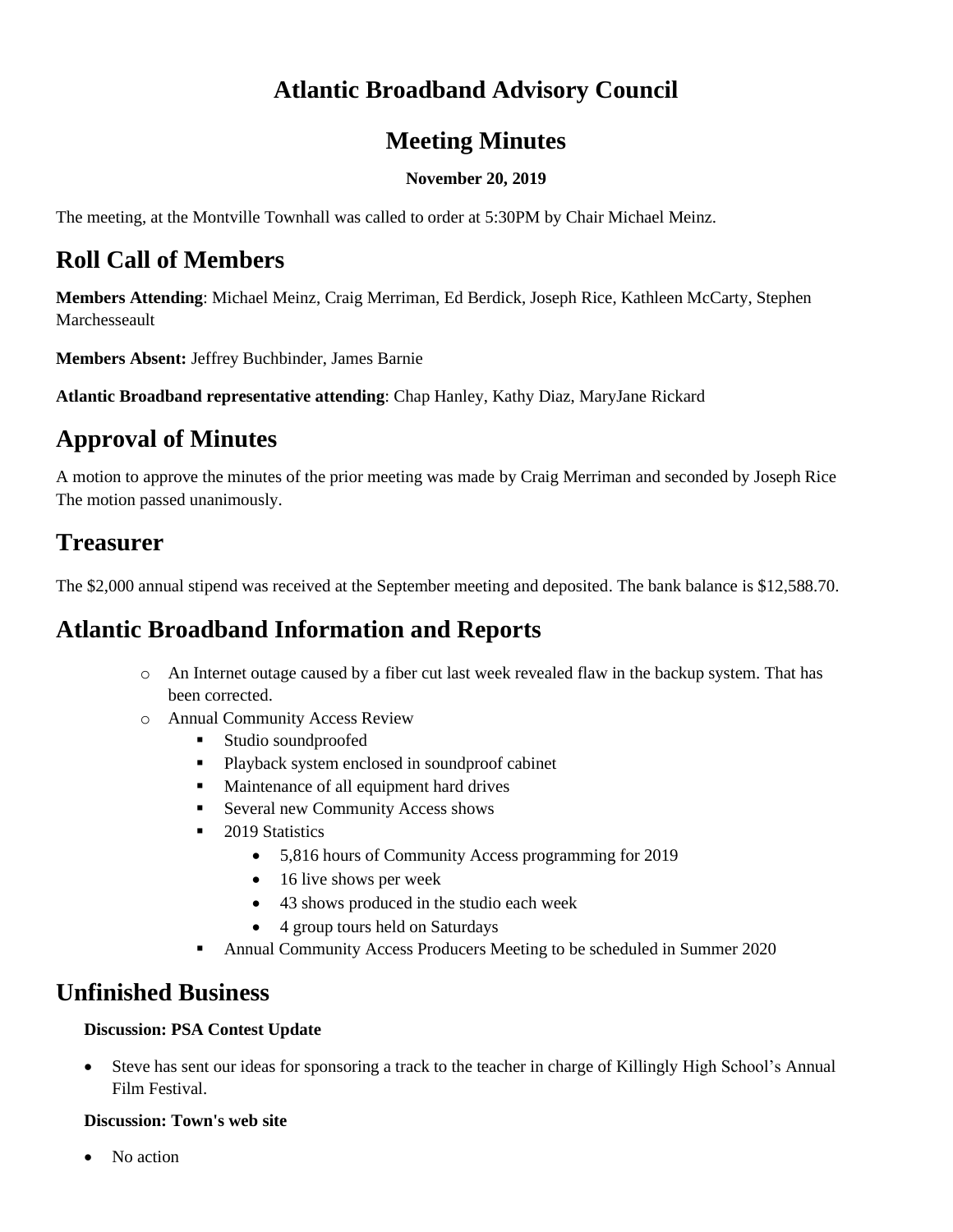# Atlantic Broadband Advisory Council

# Meeting Minutes

**November 20, 2019**

The meeting, at the Montville Townhall was called to order at 5:30PM by Chair Michael Meinz.

## Roll Call of Members

**Members Attending**: Michael Meinz, Craig Merriman, Ed Berdick, Joseph Rice, Kathleen McCarty, Stephen Marchesseault

**Members Absent:** Jeffrey Buchbinder, James Barnie

**Atlantic Broadband representative attending**: Chap Hanley, Kathy Diaz, MaryJane Rickard

## Approval of Minutes

A motion to approve the minutes of the prior meeting was made by Craig Merriman and seconded by Joseph Rice The motion passed unanimously.

## Treasurer

The $2,000 annual stipend was received at the September meeting and deposited. The bank balance is $12,588.70.

## Atlantic Broadband Information and Reports

- An Internet outage caused by a fiber cut last week revealed flaw in the backup system. That has been corrected.
- Annual Community Access Review
  - Studio soundproofed
  - Playback system enclosed in soundproof cabinet
  - Maintenance of all equipment hard drives
  - Several new Community Access shows
  - 2019 Statistics
    - 5,816 hours of Community Access programming for 2019
    - 16 live shows per week
    - 43 shows produced in the studio each week
    - 4 group tours held on Saturdays
  - Annual Community Access Producers Meeting to be scheduled in Summer 2020

## Unfinished Business

**Discussion: PSA Contest Update**

- Steve has sent our ideas for sponsoring a track to the teacher in charge of Killingly High School's Annual Film Festival.

**Discussion: Town's web site**

- No action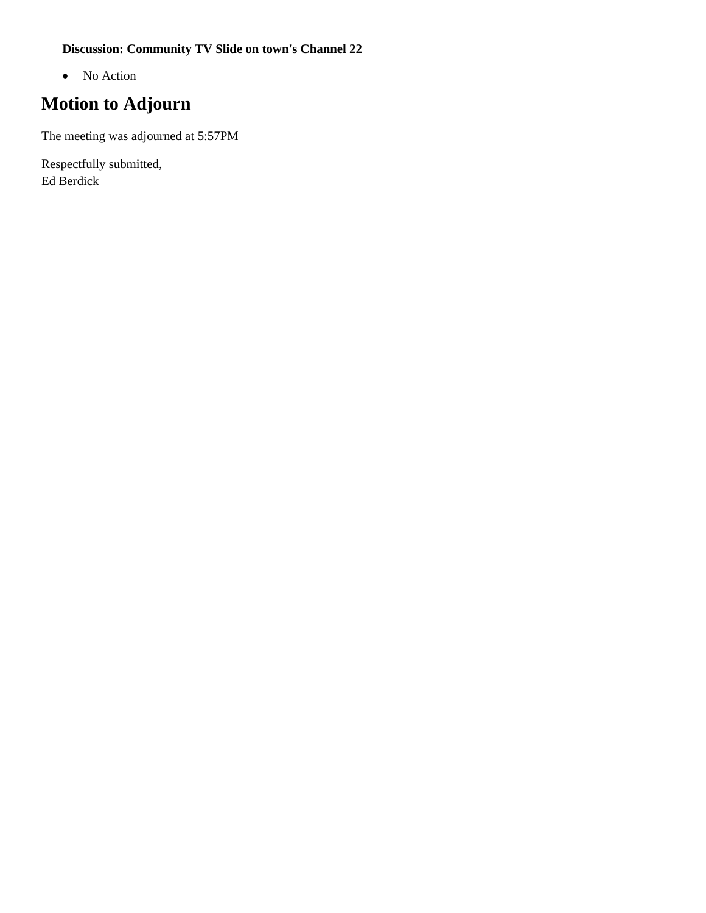**Discussion: Community TV Slide on town's Channel 22**

- No Action

## Motion to Adjourn

The meeting was adjourned at 5:57PM

Respectfully submitted,
Ed Berdick